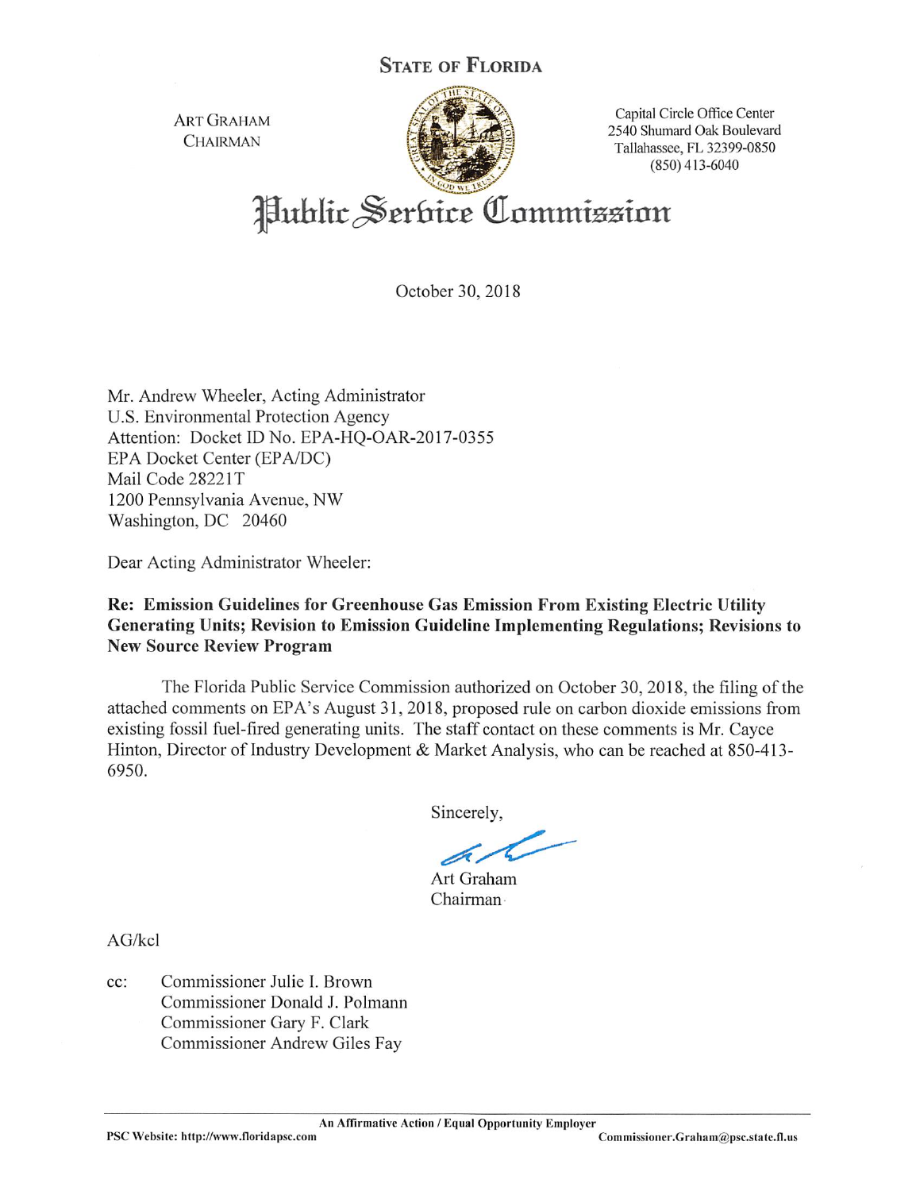**STATE OF FLORIDA**

ART GRAHAM
CHAIRMAN

Capital Circle Office Center
2540 Shumard Oak Boulevard
Tallahassee, FL 32399-0850
(850) 413-6040

# Public Service Commission

October 30, 2018

Mr. Andrew Wheeler, Acting Administrator
U.S. Environmental Protection Agency
Attention: Docket ID No. EPA-HQ-OAR-2017-0355
EPA Docket Center (EPA/DC)
Mail Code 28221T
1200 Pennsylvania Avenue, NW
Washington, DC 20460

Dear Acting Administrator Wheeler:

**Re: Emission Guidelines for Greenhouse Gas Emission From Existing Electric Utility Generating Units; Revision to Emission Guideline Implementing Regulations; Revisions to New Source Review Program**

The Florida Public Service Commission authorized on October 30, 2018, the filing of the attached comments on EPA's August 31, 2018, proposed rule on carbon dioxide emissions from existing fossil fuel-fired generating units. The staff contact on these comments is Mr. Cayce Hinton, Director of Industry Development & Market Analysis, who can be reached at 850-413-6950.

Sincerely,

Art Graham
Chairman

AG/kcl

cc: Commissioner Julie I. Brown
Commissioner Donald J. Polmann
Commissioner Gary F. Clark
Commissioner Andrew Giles Fay

An Affirmative Action / Equal Opportunity Employer

PSC Website: http://www.floridapsc.com
Commissioner.Graham@psc.state.fl.us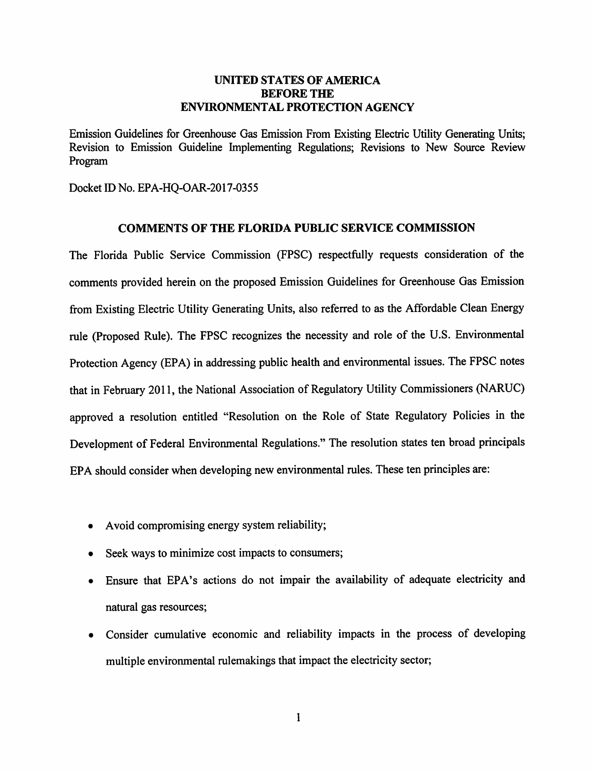**UNITED STATES OF AMERICA**
**BEFORE THE**
**ENVIRONMENTAL PROTECTION AGENCY**

Emission Guidelines for Greenhouse Gas Emission From Existing Electric Utility Generating Units; Revision to Emission Guideline Implementing Regulations; Revisions to New Source Review Program

Docket ID No. EPA-HQ-OAR-2017-0355

## COMMENTS OF THE FLORIDA PUBLIC SERVICE COMMISSION

The Florida Public Service Commission (FPSC) respectfully requests consideration of the comments provided herein on the proposed Emission Guidelines for Greenhouse Gas Emission from Existing Electric Utility Generating Units, also referred to as the Affordable Clean Energy rule (Proposed Rule). The FPSC recognizes the necessity and role of the U.S. Environmental Protection Agency (EPA) in addressing public health and environmental issues. The FPSC notes that in February 2011, the National Association of Regulatory Utility Commissioners (NARUC) approved a resolution entitled "Resolution on the Role of State Regulatory Policies in the Development of Federal Environmental Regulations." The resolution states ten broad principals EPA should consider when developing new environmental rules. These ten principles are:

- Avoid compromising energy system reliability;
- Seek ways to minimize cost impacts to consumers;
- Ensure that EPA's actions do not impair the availability of adequate electricity and natural gas resources;
- Consider cumulative economic and reliability impacts in the process of developing multiple environmental rulemakings that impact the electricity sector;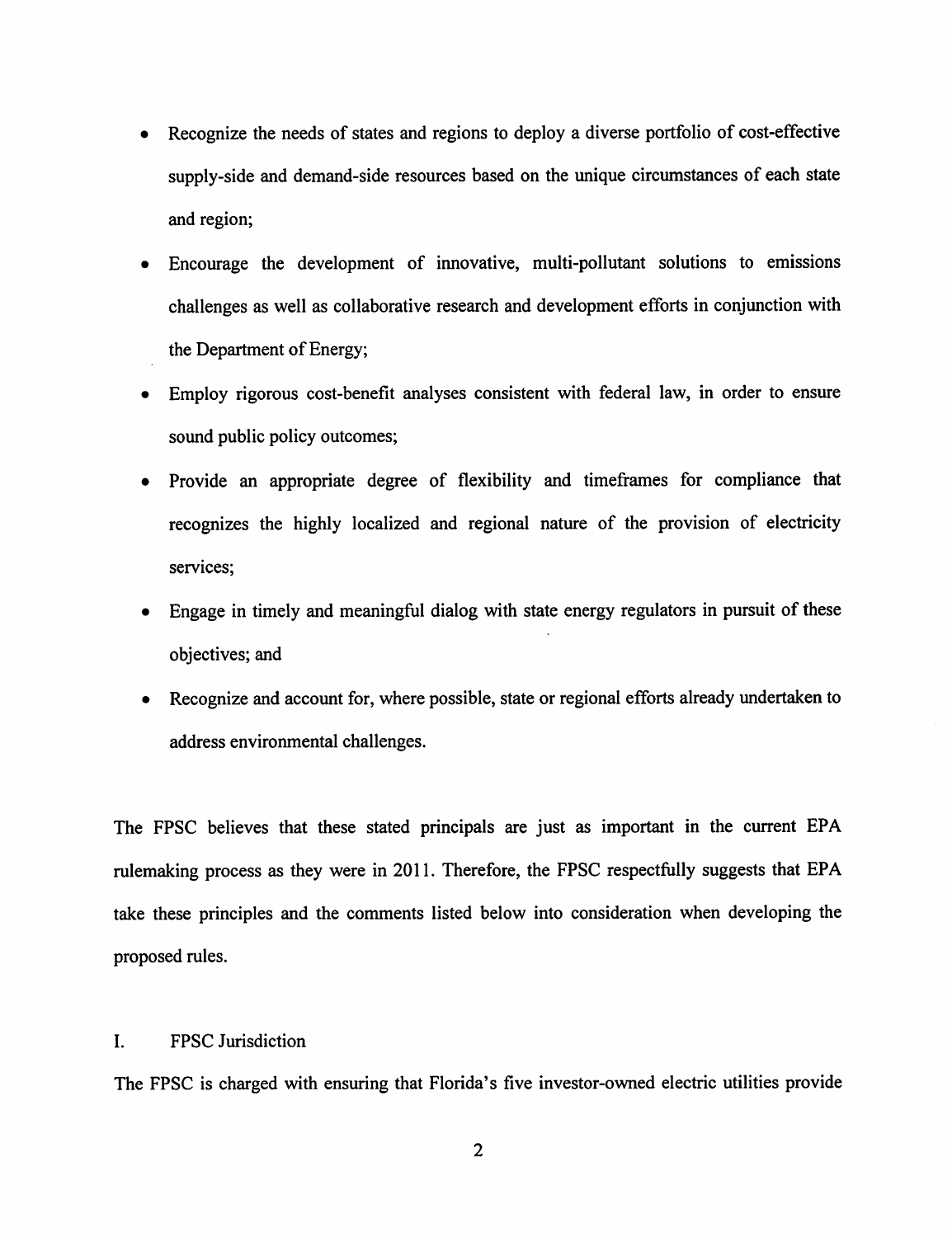- Recognize the needs of states and regions to deploy a diverse portfolio of cost-effective supply-side and demand-side resources based on the unique circumstances of each state and region;
- Encourage the development of innovative, multi-pollutant solutions to emissions challenges as well as collaborative research and development efforts in conjunction with the Department of Energy;
- Employ rigorous cost-benefit analyses consistent with federal law, in order to ensure sound public policy outcomes;
- Provide an appropriate degree of flexibility and timeframes for compliance that recognizes the highly localized and regional nature of the provision of electricity services;
- Engage in timely and meaningful dialog with state energy regulators in pursuit of these objectives; and
- Recognize and account for, where possible, state or regional efforts already undertaken to address environmental challenges.

The FPSC believes that these stated principals are just as important in the current EPA rulemaking process as they were in 2011. Therefore, the FPSC respectfully suggests that EPA take these principles and the comments listed below into consideration when developing the proposed rules.

## I. FPSC Jurisdiction

The FPSC is charged with ensuring that Florida's five investor-owned electric utilities provide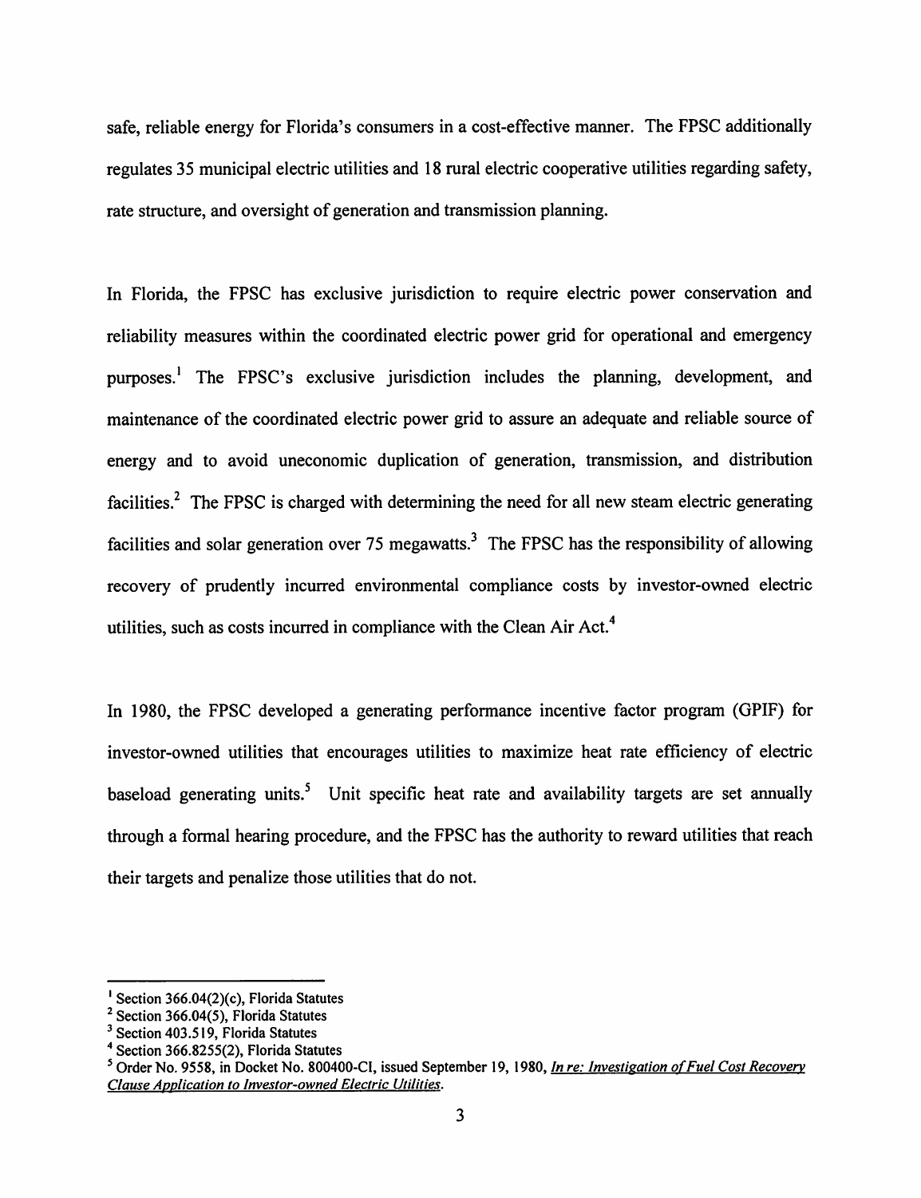safe, reliable energy for Florida's consumers in a cost-effective manner. The FPSC additionally regulates 35 municipal electric utilities and 18 rural electric cooperative utilities regarding safety, rate structure, and oversight of generation and transmission planning.

In Florida, the FPSC has exclusive jurisdiction to require electric power conservation and reliability measures within the coordinated electric power grid for operational and emergency purposes.[1] The FPSC's exclusive jurisdiction includes the planning, development, and maintenance of the coordinated electric power grid to assure an adequate and reliable source of energy and to avoid uneconomic duplication of generation, transmission, and distribution facilities.[2] The FPSC is charged with determining the need for all new steam electric generating facilities and solar generation over 75 megawatts.[3] The FPSC has the responsibility of allowing recovery of prudently incurred environmental compliance costs by investor-owned electric utilities, such as costs incurred in compliance with the Clean Air Act.[4]

In 1980, the FPSC developed a generating performance incentive factor program (GPIF) for investor-owned utilities that encourages utilities to maximize heat rate efficiency of electric baseload generating units.[5] Unit specific heat rate and availability targets are set annually through a formal hearing procedure, and the FPSC has the authority to reward utilities that reach their targets and penalize those utilities that do not.

---

[1] Section 366.04(2)(c), Florida Statutes

[2] Section 366.04(5), Florida Statutes

[3] Section 403.519, Florida Statutes

[4] Section 366.8255(2), Florida Statutes

[5] Order No. 9558, in Docket No. 800400-CI, issued September 19, 1980, *In re: Investigation of Fuel Cost Recovery Clause Application to Investor-owned Electric Utilities*.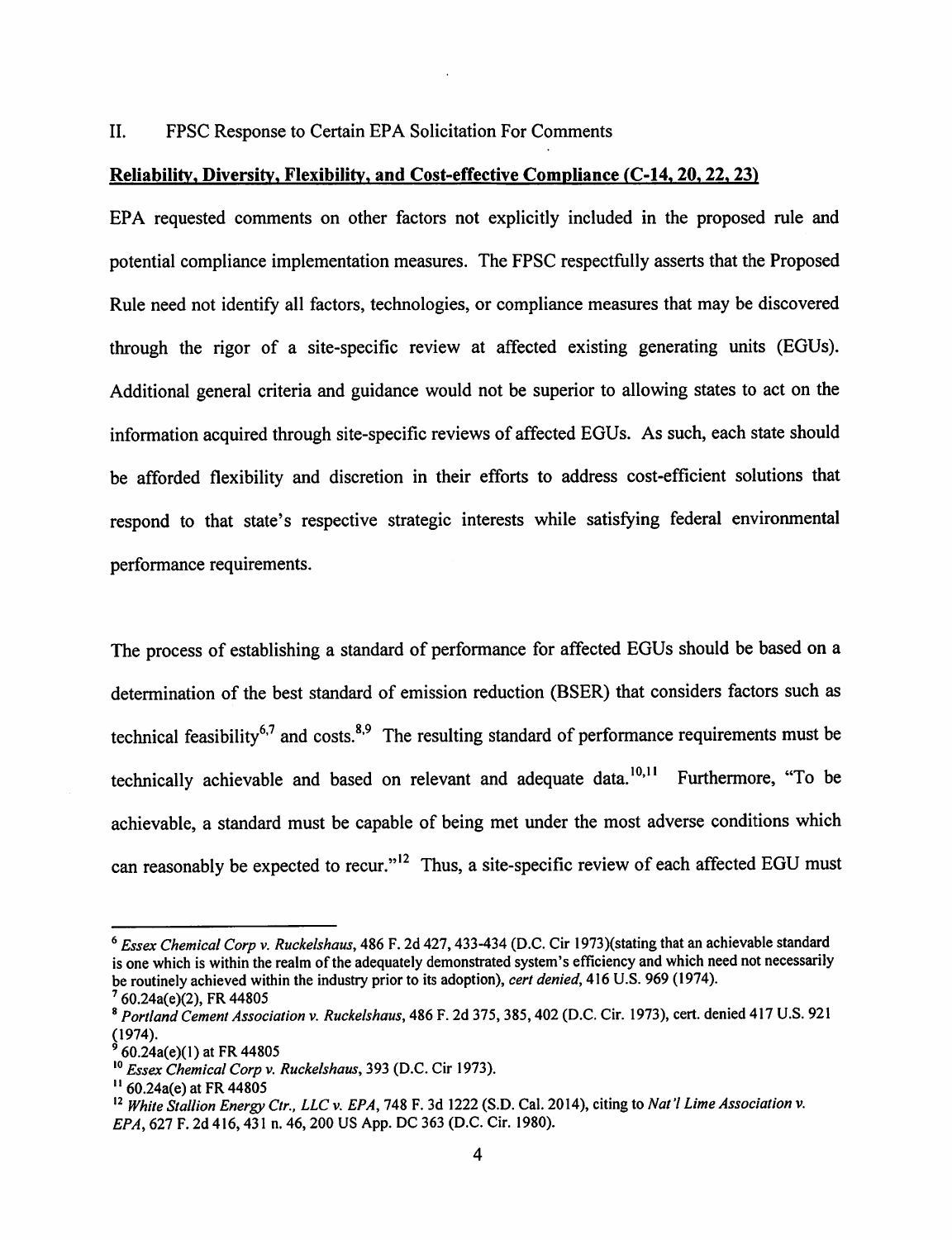## II. FPSC Response to Certain EPA Solicitation For Comments

**Reliability, Diversity, Flexibility, and Cost-effective Compliance (C-14, 20, 22, 23)**

EPA requested comments on other factors not explicitly included in the proposed rule and potential compliance implementation measures. The FPSC respectfully asserts that the Proposed Rule need not identify all factors, technologies, or compliance measures that may be discovered through the rigor of a site-specific review at affected existing generating units (EGUs). Additional general criteria and guidance would not be superior to allowing states to act on the information acquired through site-specific reviews of affected EGUs. As such, each state should be afforded flexibility and discretion in their efforts to address cost-efficient solutions that respond to that state's respective strategic interests while satisfying federal environmental performance requirements.

The process of establishing a standard of performance for affected EGUs should be based on a determination of the best standard of emission reduction (BSER) that considers factors such as technical feasibility[6,7] and costs.[8,9] The resulting standard of performance requirements must be technically achievable and based on relevant and adequate data.[10,11] Furthermore, "To be achievable, a standard must be capable of being met under the most adverse conditions which can reasonably be expected to recur."[12] Thus, a site-specific review of each affected EGU must

---

[6] *Essex Chemical Corp v. Ruckelshaus*, 486 F. 2d 427, 433-434 (D.C. Cir 1973)(stating that an achievable standard is one which is within the realm of the adequately demonstrated system's efficiency and which need not necessarily be routinely achieved within the industry prior to its adoption), *cert denied*, 416 U.S. 969 (1974).

[7] 60.24a(e)(2), FR 44805

[8] *Portland Cement Association v. Ruckelshaus*, 486 F. 2d 375, 385, 402 (D.C. Cir. 1973), cert. denied 417 U.S. 921 (1974).

[9] 60.24a(e)(1) at FR 44805

[10] *Essex Chemical Corp v. Ruckelshaus*, 393 (D.C. Cir 1973).

[11] 60.24a(e) at FR 44805

[12] *White Stallion Energy Ctr., LLC v. EPA*, 748 F. 3d 1222 (S.D. Cal. 2014), citing to *Nat'l Lime Association v. EPA*, 627 F. 2d 416, 431 n. 46, 200 US App. DC 363 (D.C. Cir. 1980).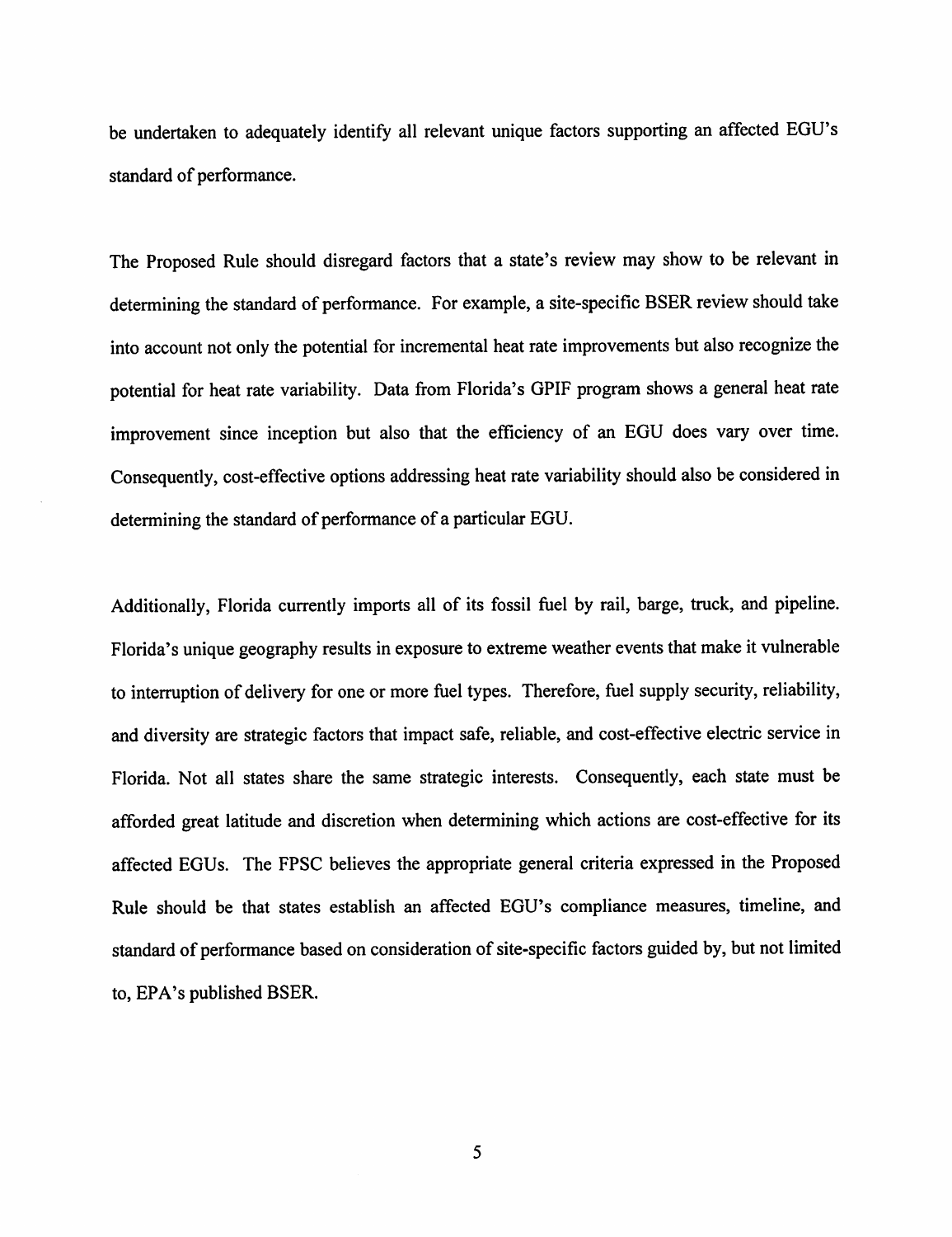be undertaken to adequately identify all relevant unique factors supporting an affected EGU's standard of performance.

The Proposed Rule should disregard factors that a state's review may show to be relevant in determining the standard of performance. For example, a site-specific BSER review should take into account not only the potential for incremental heat rate improvements but also recognize the potential for heat rate variability. Data from Florida's GPIF program shows a general heat rate improvement since inception but also that the efficiency of an EGU does vary over time. Consequently, cost-effective options addressing heat rate variability should also be considered in determining the standard of performance of a particular EGU.

Additionally, Florida currently imports all of its fossil fuel by rail, barge, truck, and pipeline. Florida's unique geography results in exposure to extreme weather events that make it vulnerable to interruption of delivery for one or more fuel types. Therefore, fuel supply security, reliability, and diversity are strategic factors that impact safe, reliable, and cost-effective electric service in Florida. Not all states share the same strategic interests. Consequently, each state must be afforded great latitude and discretion when determining which actions are cost-effective for its affected EGUs. The FPSC believes the appropriate general criteria expressed in the Proposed Rule should be that states establish an affected EGU's compliance measures, timeline, and standard of performance based on consideration of site-specific factors guided by, but not limited to, EPA's published BSER.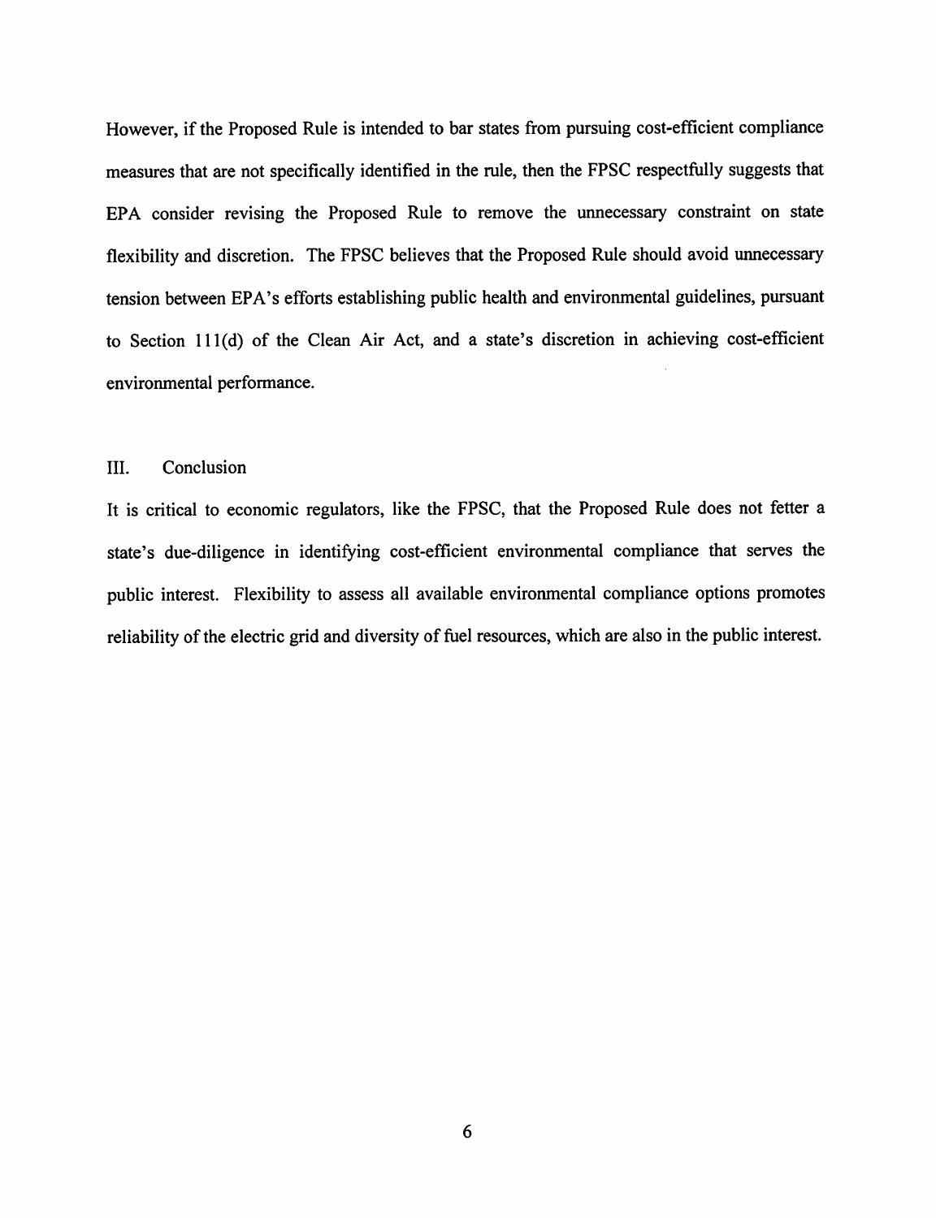However, if the Proposed Rule is intended to bar states from pursuing cost-efficient compliance measures that are not specifically identified in the rule, then the FPSC respectfully suggests that EPA consider revising the Proposed Rule to remove the unnecessary constraint on state flexibility and discretion. The FPSC believes that the Proposed Rule should avoid unnecessary tension between EPA's efforts establishing public health and environmental guidelines, pursuant to Section 111(d) of the Clean Air Act, and a state's discretion in achieving cost-efficient environmental performance.

## III. Conclusion

It is critical to economic regulators, like the FPSC, that the Proposed Rule does not fetter a state's due-diligence in identifying cost-efficient environmental compliance that serves the public interest. Flexibility to assess all available environmental compliance options promotes reliability of the electric grid and diversity of fuel resources, which are also in the public interest.